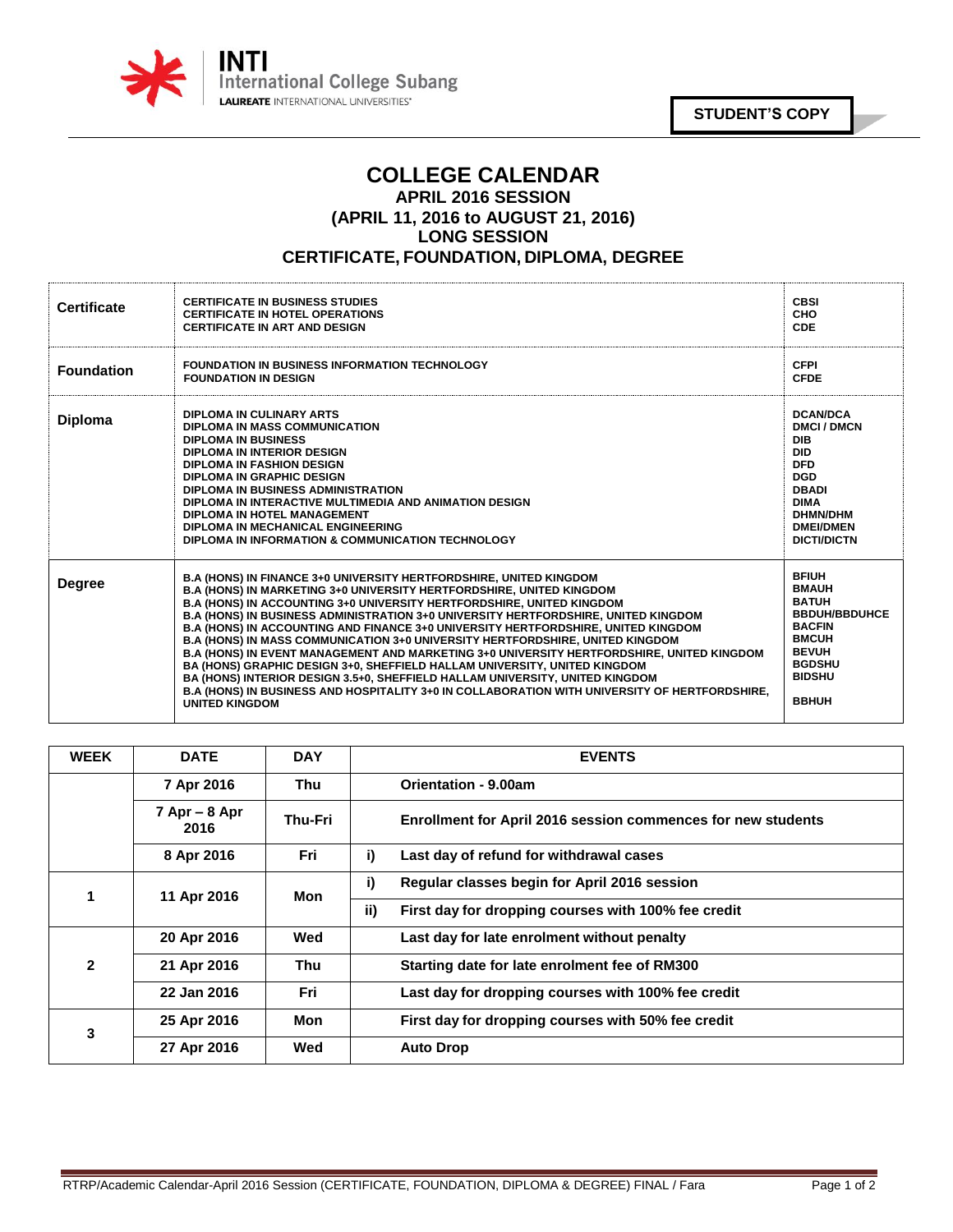INTI International College Subang
LAUREATE INTERNATIONAL UNIVERSITIES

**STUDENT'S COPY**

# COLLEGE CALENDAR
## APRIL 2016 SESSION
## (APRIL 11, 2016 to AUGUST 21, 2016)
## LONG SESSION
## CERTIFICATE, FOUNDATION, DIPLOMA, DEGREE

| | | |
|---|---|---|
| **Certificate** | CERTIFICATE IN BUSINESS STUDIES<br>CERTIFICATE IN HOTEL OPERATIONS<br>CERTIFICATE IN ART AND DESIGN | CBSI<br>CHO<br>CDE |
| **Foundation** | FOUNDATION IN BUSINESS INFORMATION TECHNOLOGY<br>FOUNDATION IN DESIGN | CFPI<br>CFDE |
| **Diploma** | DIPLOMA IN CULINARY ARTS<br>DIPLOMA IN MASS COMMUNICATION<br>DIPLOMA IN BUSINESS<br>DIPLOMA IN INTERIOR DESIGN<br>DIPLOMA IN FASHION DESIGN<br>DIPLOMA IN GRAPHIC DESIGN<br>DIPLOMA IN BUSINESS ADMINISTRATION<br>DIPLOMA IN INTERACTIVE MULTIMEDIA AND ANIMATION DESIGN<br>DIPLOMA IN HOTEL MANAGEMENT<br>DIPLOMA IN MECHANICAL ENGINEERING<br>DIPLOMA IN INFORMATION & COMMUNICATION TECHNOLOGY | DCAN/DCA<br>DMCI / DMCN<br>DIB<br>DID<br>DFD<br>DGD<br>DBADI<br>DIMA<br>DHMN/DHM<br>DMEI/DMEN<br>DICTI/DICTN |
| **Degree** | B.A (HONS) IN FINANCE 3+0 UNIVERSITY HERTFORDSHIRE, UNITED KINGDOM<br>B.A (HONS) IN MARKETING 3+0 UNIVERSITY HERTFORDSHIRE, UNITED KINGDOM<br>B.A (HONS) IN ACCOUNTING 3+0 UNIVERSITY HERTFORDSHIRE, UNITED KINGDOM<br>B.A (HONS) IN BUSINESS ADMINISTRATION 3+0 UNIVERSITY HERTFORDSHIRE, UNITED KINGDOM<br>B.A (HONS) IN ACCOUNTING AND FINANCE 3+0 UNIVERSITY HERTFORDSHIRE, UNITED KINGDOM<br>B.A (HONS) IN MASS COMMUNICATION 3+0 UNIVERSITY HERTFORDSHIRE, UNITED KINGDOM<br>B.A (HONS) IN EVENT MANAGEMENT AND MARKETING 3+0 UNIVERSITY HERTFORDSHIRE, UNITED KINGDOM<br>BA (HONS) GRAPHIC DESIGN 3+0, SHEFFIELD HALLAM UNIVERSITY, UNITED KINGDOM<br>BA (HONS) INTERIOR DESIGN 3.5+0, SHEFFIELD HALLAM UNIVERSITY, UNITED KINGDOM<br>B.A (HONS) IN BUSINESS AND HOSPITALITY 3+0 IN COLLABORATION WITH UNIVERSITY OF HERTFORDSHIRE, UNITED KINGDOM | BFIUH<br>BMAUH<br>BATUH<br>BBDUH/BBDUHCE<br>BACFIN<br>BMCUH<br>BEVUH<br>BGDSHU<br>BIDSHU<br>BBHUH |

| WEEK | DATE | DAY | | EVENTS |
|---|---|---|---|---|
| | 7 Apr 2016 | Thu | | Orientation - 9.00am |
| | 7 Apr – 8 Apr 2016 | Thu-Fri | | Enrollment for April 2016 session commences for new students |
| | 8 Apr 2016 | Fri | i) | Last day of refund for withdrawal cases |
| 1 | 11 Apr 2016 | Mon | i) | Regular classes begin for April 2016 session |
| | | | ii) | First day for dropping courses with 100% fee credit |
| 2 | 20 Apr 2016 | Wed | | Last day for late enrolment without penalty |
| | 21 Apr 2016 | Thu | | Starting date for late enrolment fee of RM300 |
| | 22 Jan 2016 | Fri | | Last day for dropping courses with 100% fee credit |
| 3 | 25 Apr 2016 | Mon | | First day for dropping courses with 50% fee credit |
| | 27 Apr 2016 | Wed | | Auto Drop |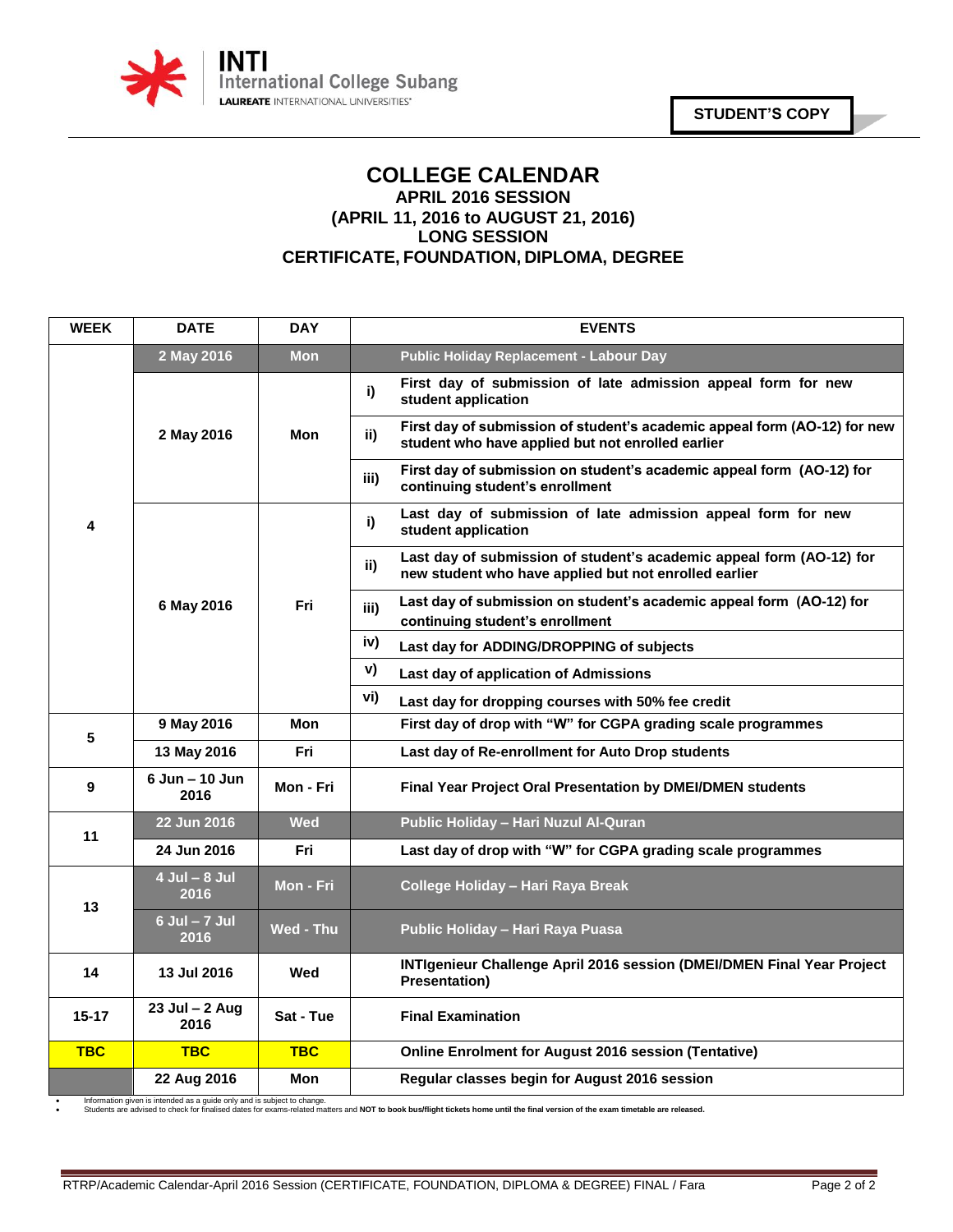INTI International College Subang
LAUREATE INTERNATIONAL UNIVERSITIES

**STUDENT'S COPY**

# COLLEGE CALENDAR
## APRIL 2016 SESSION
## (APRIL 11, 2016 to AUGUST 21, 2016)
## LONG SESSION
## CERTIFICATE, FOUNDATION, DIPLOMA, DEGREE

| WEEK | DATE | DAY | | EVENTS |
|---|---|---|---|---|
| 4 | 2 May 2016 | Mon | | Public Holiday Replacement - Labour Day |
| | 2 May 2016 | Mon | i) | First day of submission of late admission appeal form for new student application |
| | | | ii) | First day of submission of student's academic appeal form (AO-12) for new student who have applied but not enrolled earlier |
| | | | iii) | First day of submission on student's academic appeal form (AO-12) for continuing student's enrollment |
| | 6 May 2016 | Fri | i) | Last day of submission of late admission appeal form for new student application |
| | | | ii) | Last day of submission of student's academic appeal form (AO-12) for new student who have applied but not enrolled earlier |
| | | | iii) | Last day of submission on student's academic appeal form (AO-12) for continuing student's enrollment |
| | | | iv) | Last day for ADDING/DROPPING of subjects |
| | | | v) | Last day of application of Admissions |
| | | | vi) | Last day for dropping courses with 50% fee credit |
| 5 | 9 May 2016 | Mon | | First day of drop with "W" for CGPA grading scale programmes |
| | 13 May 2016 | Fri | | Last day of Re-enrollment for Auto Drop students |
| 9 | 6 Jun – 10 Jun 2016 | Mon - Fri | | Final Year Project Oral Presentation by DMEI/DMEN students |
| 11 | 22 Jun 2016 | Wed | | Public Holiday – Hari Nuzul Al-Quran |
| | 24 Jun 2016 | Fri | | Last day of drop with "W" for CGPA grading scale programmes |
| 13 | 4 Jul – 8 Jul 2016 | Mon - Fri | | College Holiday – Hari Raya Break |
| | 6 Jul – 7 Jul 2016 | Wed - Thu | | Public Holiday – Hari Raya Puasa |
| 14 | 13 Jul 2016 | Wed | | INTIgenieur Challenge April 2016 session (DMEI/DMEN Final Year Project Presentation) |
| 15-17 | 23 Jul – 2 Aug 2016 | Sat - Tue | | Final Examination |
| TBC | TBC | TBC | | Online Enrolment for August 2016 session (Tentative) |
| | 22 Aug 2016 | Mon | | Regular classes begin for August 2016 session |

- Information given is intended as a guide only and is subject to change.
- Students are advised to check for finalised dates for exams-related matters and **NOT to book bus/flight tickets home until the final version of the exam timetable are released.**

RTRP/Academic Calendar-April 2016 Session (CERTIFICATE, FOUNDATION, DIPLOMA & DEGREE) FINAL / Fara